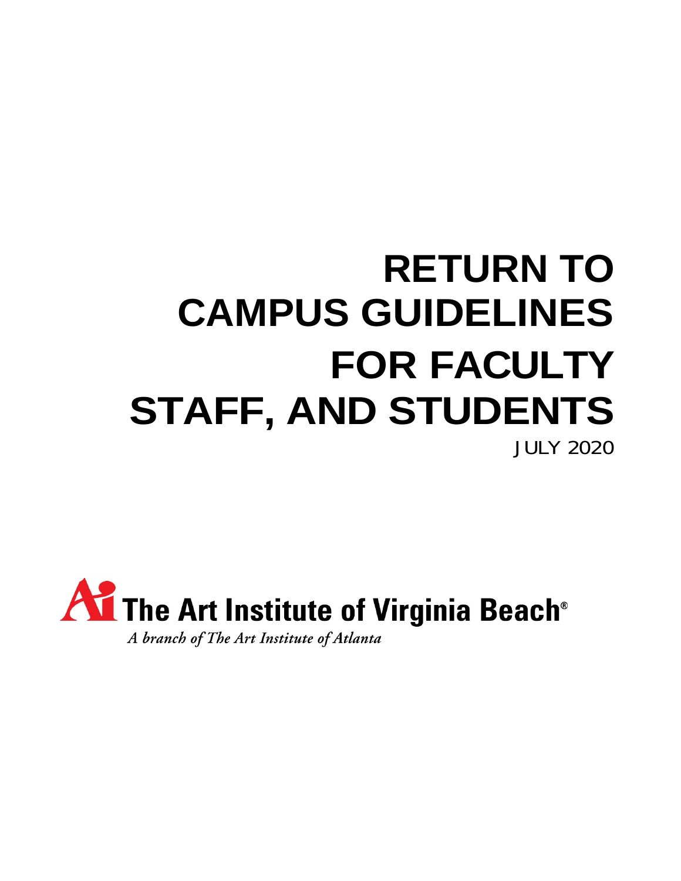# RETURN TO CAMPUS GUIDELINES FOR FACULTY STAFF, AND STUDENTS

JULY 2020

**The Art Institute of Virginia Beach®**

*A branch of The Art Institute of Atlanta*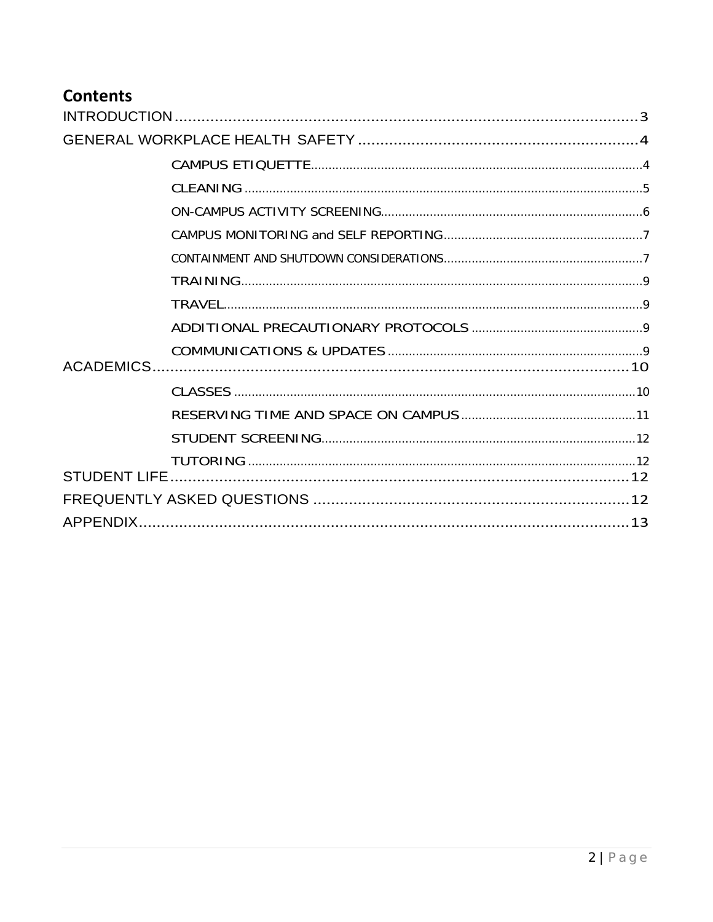# Contents

INTRODUCTION 3

GENERAL WORKPLACE HEALTH SAFETY 4

- CAMPUS ETIQUETTE 4
- CLEANING 5
- ON-CAMPUS ACTIVITY SCREENING 6
- CAMPUS MONITORING and SELF REPORTING 7
- CONTAINMENT AND SHUTDOWN CONSIDERATIONS 7
- TRAINING 9
- TRAVEL 9
- ADDITIONAL PRECAUTIONARY PROTOCOLS 9
- COMMUNICATIONS & UPDATES 9

ACADEMICS 10

- CLASSES 10
- RESERVING TIME AND SPACE ON CAMPUS 11
- STUDENT SCREENING 12
- TUTORING 12

STUDENT LIFE 12

FREQUENTLY ASKED QUESTIONS 12

APPENDIX 13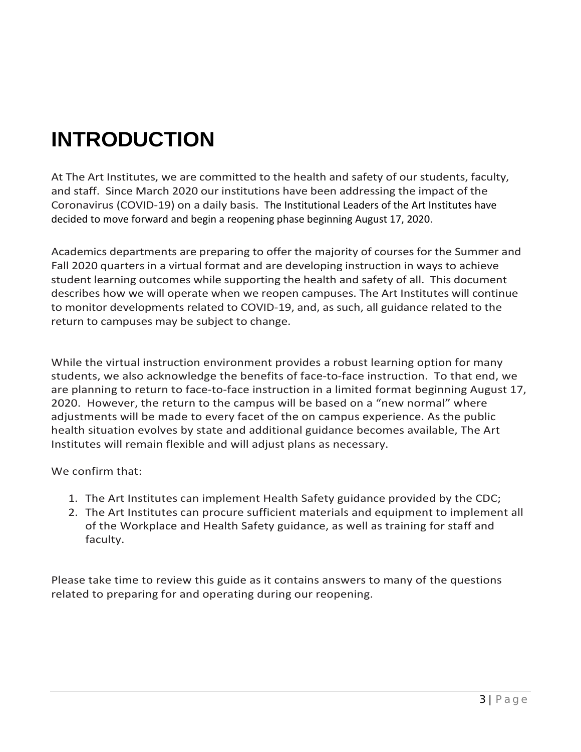# INTRODUCTION

At The Art Institutes, we are committed to the health and safety of our students, faculty, and staff. Since March 2020 our institutions have been addressing the impact of the Coronavirus (COVID-19) on a daily basis. The Institutional Leaders of the Art Institutes have decided to move forward and begin a reopening phase beginning August 17, 2020.

Academics departments are preparing to offer the majority of courses for the Summer and Fall 2020 quarters in a virtual format and are developing instruction in ways to achieve student learning outcomes while supporting the health and safety of all. This document describes how we will operate when we reopen campuses. The Art Institutes will continue to monitor developments related to COVID-19, and, as such, all guidance related to the return to campuses may be subject to change.

While the virtual instruction environment provides a robust learning option for many students, we also acknowledge the benefits of face-to-face instruction. To that end, we are planning to return to face-to-face instruction in a limited format beginning August 17, 2020. However, the return to the campus will be based on a "new normal" where adjustments will be made to every facet of the on campus experience. As the public health situation evolves by state and additional guidance becomes available, The Art Institutes will remain flexible and will adjust plans as necessary.

We confirm that:

1. The Art Institutes can implement Health Safety guidance provided by the CDC;
2. The Art Institutes can procure sufficient materials and equipment to implement all of the Workplace and Health Safety guidance, as well as training for staff and faculty.

Please take time to review this guide as it contains answers to many of the questions related to preparing for and operating during our reopening.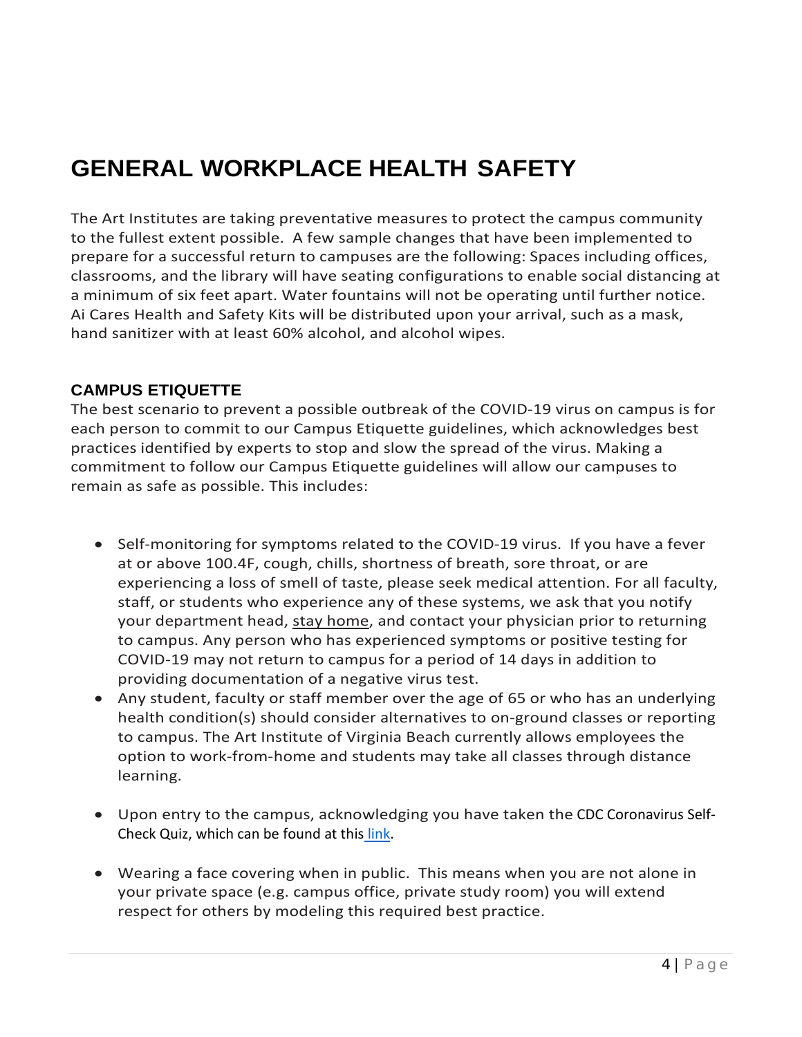# GENERAL WORKPLACE HEALTH SAFETY

The Art Institutes are taking preventative measures to protect the campus community to the fullest extent possible. A few sample changes that have been implemented to prepare for a successful return to campuses are the following: Spaces including offices, classrooms, and the library will have seating configurations to enable social distancing at a minimum of six feet apart. Water fountains will not be operating until further notice. Ai Cares Health and Safety Kits will be distributed upon your arrival, such as a mask, hand sanitizer with at least 60% alcohol, and alcohol wipes.

## CAMPUS ETIQUETTE

The best scenario to prevent a possible outbreak of the COVID-19 virus on campus is for each person to commit to our Campus Etiquette guidelines, which acknowledges best practices identified by experts to stop and slow the spread of the virus. Making a commitment to follow our Campus Etiquette guidelines will allow our campuses to remain as safe as possible. This includes:

- Self-monitoring for symptoms related to the COVID-19 virus. If you have a fever at or above 100.4F, cough, chills, shortness of breath, sore throat, or are experiencing a loss of smell of taste, please seek medical attention. For all faculty, staff, or students who experience any of these systems, we ask that you notify your department head, stay home, and contact your physician prior to returning to campus. Any person who has experienced symptoms or positive testing for COVID-19 may not return to campus for a period of 14 days in addition to providing documentation of a negative virus test.
- Any student, faculty or staff member over the age of 65 or who has an underlying health condition(s) should consider alternatives to on-ground classes or reporting to campus. The Art Institute of Virginia Beach currently allows employees the option to work-from-home and students may take all classes through distance learning.
- Upon entry to the campus, acknowledging you have taken the CDC Coronavirus Self-Check Quiz, which can be found at this link.
- Wearing a face covering when in public. This means when you are not alone in your private space (e.g. campus office, private study room) you will extend respect for others by modeling this required best practice.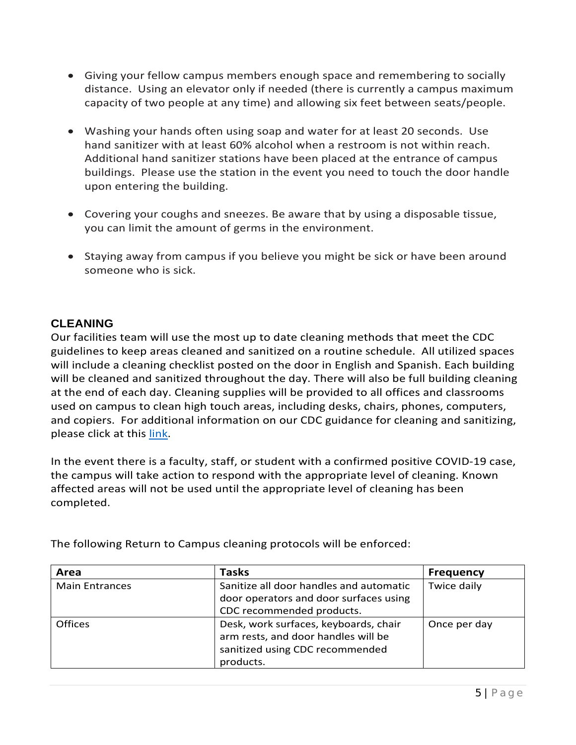- Giving your fellow campus members enough space and remembering to socially distance. Using an elevator only if needed (there is currently a campus maximum capacity of two people at any time) and allowing six feet between seats/people.

- Washing your hands often using soap and water for at least 20 seconds. Use hand sanitizer with at least 60% alcohol when a restroom is not within reach. Additional hand sanitizer stations have been placed at the entrance of campus buildings. Please use the station in the event you need to touch the door handle upon entering the building.

- Covering your coughs and sneezes. Be aware that by using a disposable tissue, you can limit the amount of germs in the environment.

- Staying away from campus if you believe you might be sick or have been around someone who is sick.

## CLEANING

Our facilities team will use the most up to date cleaning methods that meet the CDC guidelines to keep areas cleaned and sanitized on a routine schedule. All utilized spaces will include a cleaning checklist posted on the door in English and Spanish. Each building will be cleaned and sanitized throughout the day. There will also be full building cleaning at the end of each day. Cleaning supplies will be provided to all offices and classrooms used on campus to clean high touch areas, including desks, chairs, phones, computers, and copiers. For additional information on our CDC guidance for cleaning and sanitizing, please click at this link.

In the event there is a faculty, staff, or student with a confirmed positive COVID-19 case, the campus will take action to respond with the appropriate level of cleaning. Known affected areas will not be used until the appropriate level of cleaning has been completed.

The following Return to Campus cleaning protocols will be enforced:

| Area | Tasks | Frequency |
| --- | --- | --- |
| Main Entrances | Sanitize all door handles and automatic door operators and door surfaces using CDC recommended products. | Twice daily |
| Offices | Desk, work surfaces, keyboards, chair arm rests, and door handles will be sanitized using CDC recommended products. | Once per day |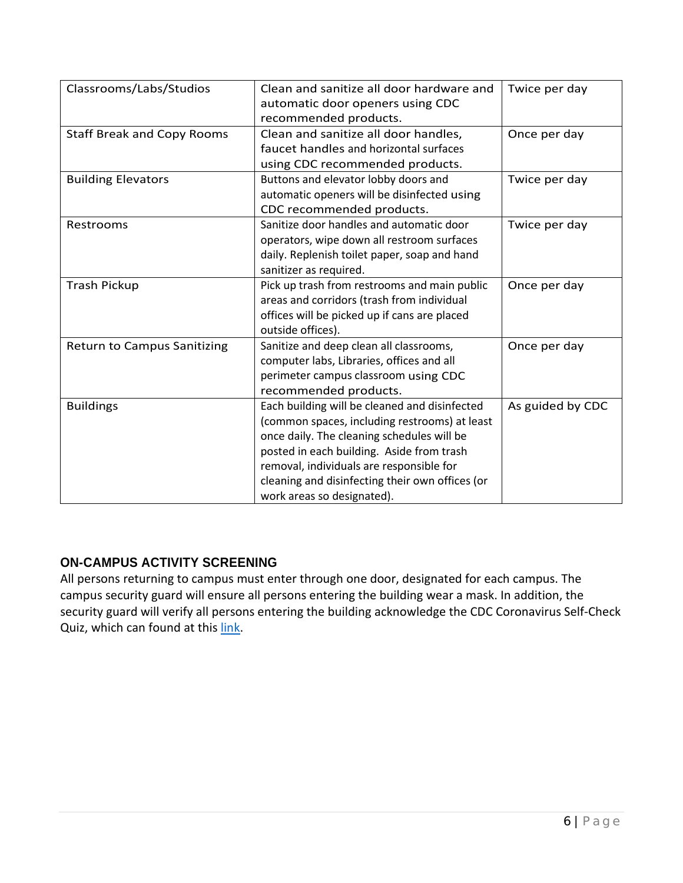| Classrooms/Labs/Studios | Clean and sanitize all door hardware and automatic door openers using CDC recommended products. | Twice per day |
|---|---|---|
| Staff Break and Copy Rooms | Clean and sanitize all door handles, faucet handles and horizontal surfaces using CDC recommended products. | Once per day |
| Building Elevators | Buttons and elevator lobby doors and automatic openers will be disinfected using CDC recommended products. | Twice per day |
| Restrooms | Sanitize door handles and automatic door operators, wipe down all restroom surfaces daily. Replenish toilet paper, soap and hand sanitizer as required. | Twice per day |
| Trash Pickup | Pick up trash from restrooms and main public areas and corridors (trash from individual offices will be picked up if cans are placed outside offices). | Once per day |
| Return to Campus Sanitizing | Sanitize and deep clean all classrooms, computer labs, Libraries, offices and all perimeter campus classroom using CDC recommended products. | Once per day |
| Buildings | Each building will be cleaned and disinfected (common spaces, including restrooms) at least once daily. The cleaning schedules will be posted in each building. Aside from trash removal, individuals are responsible for cleaning and disinfecting their own offices (or work areas so designated). | As guided by CDC |

## ON-CAMPUS ACTIVITY SCREENING

All persons returning to campus must enter through one door, designated for each campus. The campus security guard will ensure all persons entering the building wear a mask. In addition, the security guard will verify all persons entering the building acknowledge the CDC Coronavirus Self-Check Quiz, which can found at this link.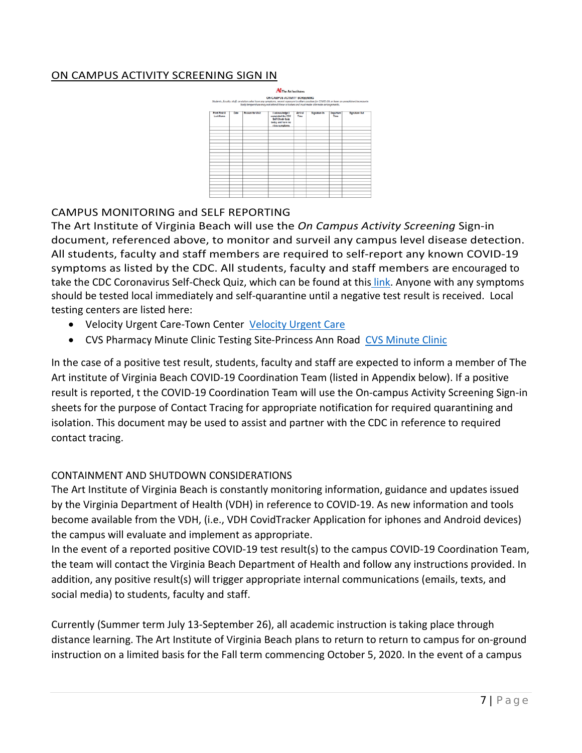## ON CAMPUS ACTIVITY SCREENING SIGN IN

**AI** The Art Institutes

ON CAMPUS ACTIVITY SCREENING

*Students, faculty, staff, or visitors who have any symptoms, recent exposure to others positive for COVID-19, or have an unexplained increase in body temperature may not attend these activities and must make alternate arrangements.*

| Print First & Last Name | Date | Reason for Visit | I acknowledge I completed the CDC Self Check Quiz today and have no virus symptoms | Arrival Time | Signature In | Departure Time | Signature Out |
|---|---|---|---|---|---|---|---|
| | | | | | | | |

### CAMPUS MONITORING and SELF REPORTING

The Art Institute of Virginia Beach will use the *On Campus Activity Screening* Sign-in document, referenced above, to monitor and surveil any campus level disease detection. All students, faculty and staff members are required to self-report any known COVID-19 symptoms as listed by the CDC. All students, faculty and staff members are encouraged to take the CDC Coronavirus Self-Check Quiz, which can be found at this link. Anyone with any symptoms should be tested local immediately and self-quarantine until a negative test result is received. Local testing centers are listed here:

- Velocity Urgent Care-Town Center  Velocity Urgent Care
- CVS Pharmacy Minute Clinic Testing Site-Princess Ann Road  CVS Minute Clinic

In the case of a positive test result, students, faculty and staff are expected to inform a member of The Art institute of Virginia Beach COVID-19 Coordination Team (listed in Appendix below). If a positive result is reported, t the COVID-19 Coordination Team will use the On-campus Activity Screening Sign-in sheets for the purpose of Contact Tracing for appropriate notification for required quarantining and isolation. This document may be used to assist and partner with the CDC in reference to required contact tracing.

### CONTAINMENT AND SHUTDOWN CONSIDERATIONS

The Art Institute of Virginia Beach is constantly monitoring information, guidance and updates issued by the Virginia Department of Health (VDH) in reference to COVID-19. As new information and tools become available from the VDH, (i.e., VDH CovidTracker Application for iphones and Android devices) the campus will evaluate and implement as appropriate.

In the event of a reported positive COVID-19 test result(s) to the campus COVID-19 Coordination Team, the team will contact the Virginia Beach Department of Health and follow any instructions provided. In addition, any positive result(s) will trigger appropriate internal communications (emails, texts, and social media) to students, faculty and staff.

Currently (Summer term July 13-September 26), all academic instruction is taking place through distance learning. The Art Institute of Virginia Beach plans to return to return to campus for on-ground instruction on a limited basis for the Fall term commencing October 5, 2020. In the event of a campus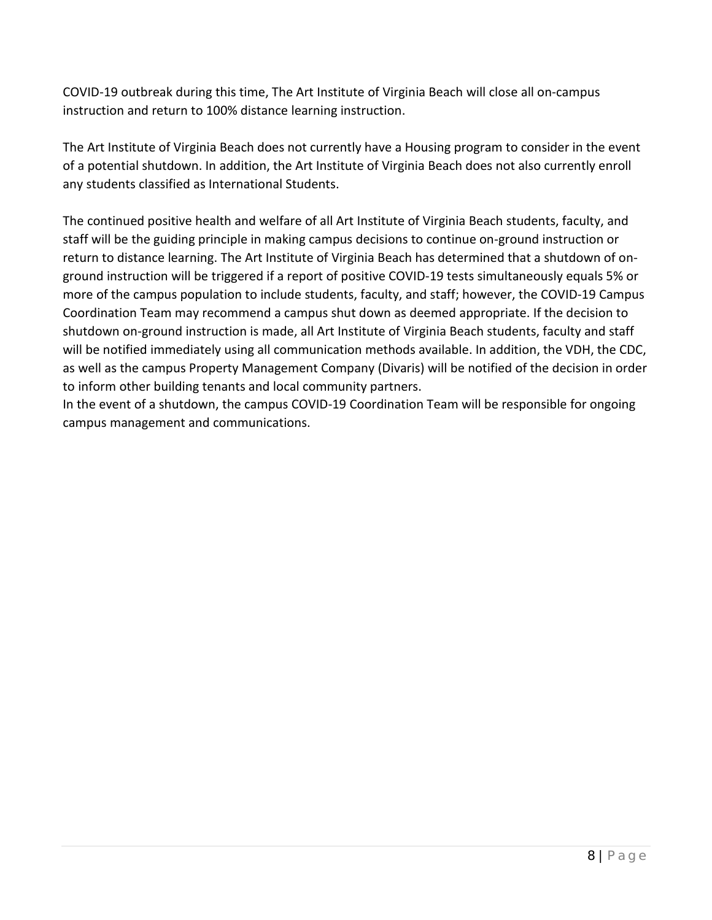COVID-19 outbreak during this time, The Art Institute of Virginia Beach will close all on-campus instruction and return to 100% distance learning instruction.

The Art Institute of Virginia Beach does not currently have a Housing program to consider in the event of a potential shutdown. In addition, the Art Institute of Virginia Beach does not also currently enroll any students classified as International Students.

The continued positive health and welfare of all Art Institute of Virginia Beach students, faculty, and staff will be the guiding principle in making campus decisions to continue on-ground instruction or return to distance learning. The Art Institute of Virginia Beach has determined that a shutdown of on-ground instruction will be triggered if a report of positive COVID-19 tests simultaneously equals 5% or more of the campus population to include students, faculty, and staff; however, the COVID-19 Campus Coordination Team may recommend a campus shut down as deemed appropriate. If the decision to shutdown on-ground instruction is made, all Art Institute of Virginia Beach students, faculty and staff will be notified immediately using all communication methods available. In addition, the VDH, the CDC, as well as the campus Property Management Company (Divaris) will be notified of the decision in order to inform other building tenants and local community partners.
In the event of a shutdown, the campus COVID-19 Coordination Team will be responsible for ongoing campus management and communications.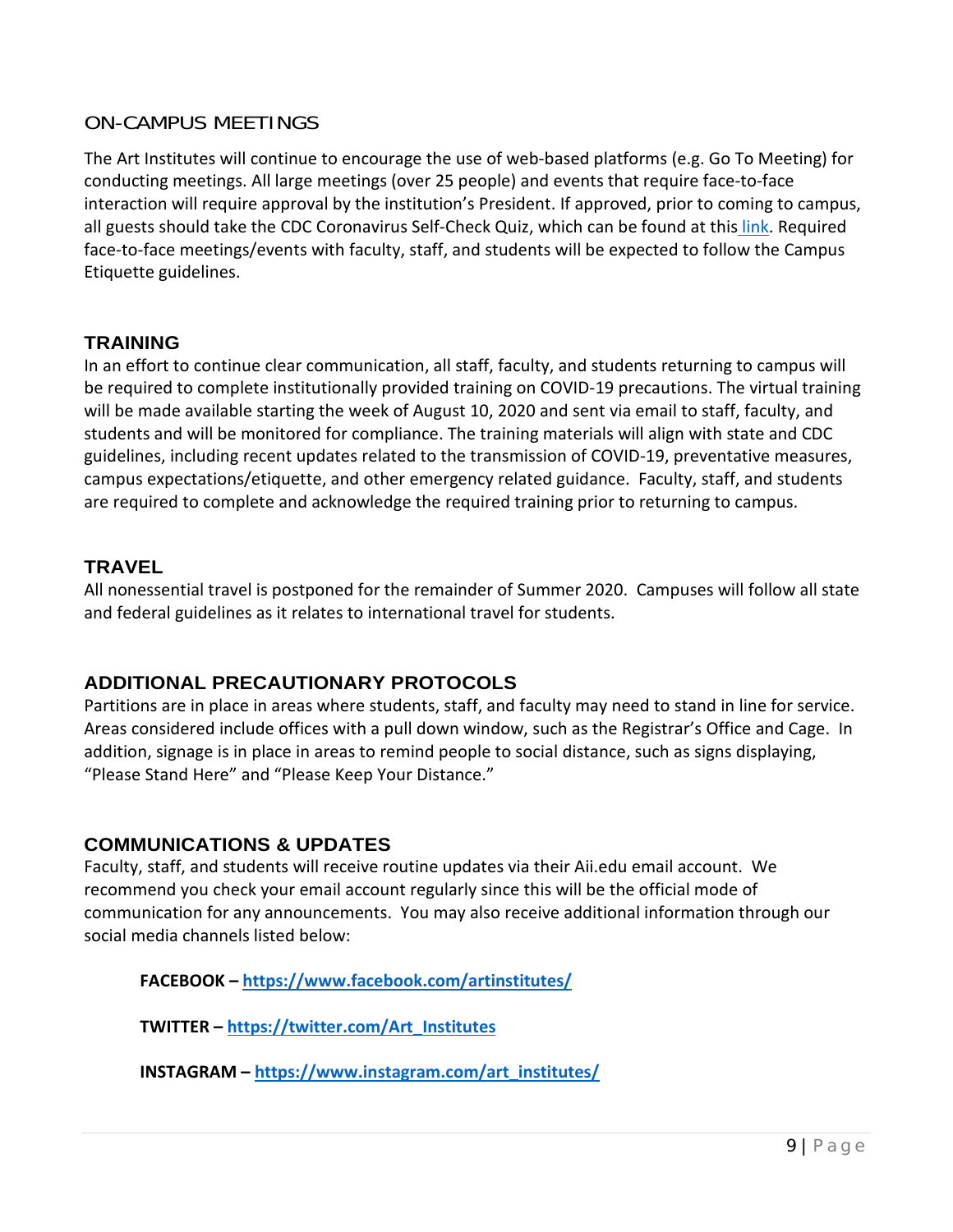## ON-CAMPUS MEETINGS

The Art Institutes will continue to encourage the use of web-based platforms (e.g. Go To Meeting) for conducting meetings. All large meetings (over 25 people) and events that require face-to-face interaction will require approval by the institution's President. If approved, prior to coming to campus, all guests should take the CDC Coronavirus Self-Check Quiz, which can be found at this link. Required face-to-face meetings/events with faculty, staff, and students will be expected to follow the Campus Etiquette guidelines.

## TRAINING

In an effort to continue clear communication, all staff, faculty, and students returning to campus will be required to complete institutionally provided training on COVID-19 precautions. The virtual training will be made available starting the week of August 10, 2020 and sent via email to staff, faculty, and students and will be monitored for compliance. The training materials will align with state and CDC guidelines, including recent updates related to the transmission of COVID-19, preventative measures, campus expectations/etiquette, and other emergency related guidance. Faculty, staff, and students are required to complete and acknowledge the required training prior to returning to campus.

## TRAVEL

All nonessential travel is postponed for the remainder of Summer 2020. Campuses will follow all state and federal guidelines as it relates to international travel for students.

## ADDITIONAL PRECAUTIONARY PROTOCOLS

Partitions are in place in areas where students, staff, and faculty may need to stand in line for service. Areas considered include offices with a pull down window, such as the Registrar's Office and Cage. In addition, signage is in place in areas to remind people to social distance, such as signs displaying, "Please Stand Here" and "Please Keep Your Distance."

## COMMUNICATIONS & UPDATES

Faculty, staff, and students will receive routine updates via their Aii.edu email account. We recommend you check your email account regularly since this will be the official mode of communication for any announcements. You may also receive additional information through our social media channels listed below:

**FACEBOOK – https://www.facebook.com/artinstitutes/**

**TWITTER – https://twitter.com/Art_Institutes**

**INSTAGRAM – https://www.instagram.com/art_institutes/**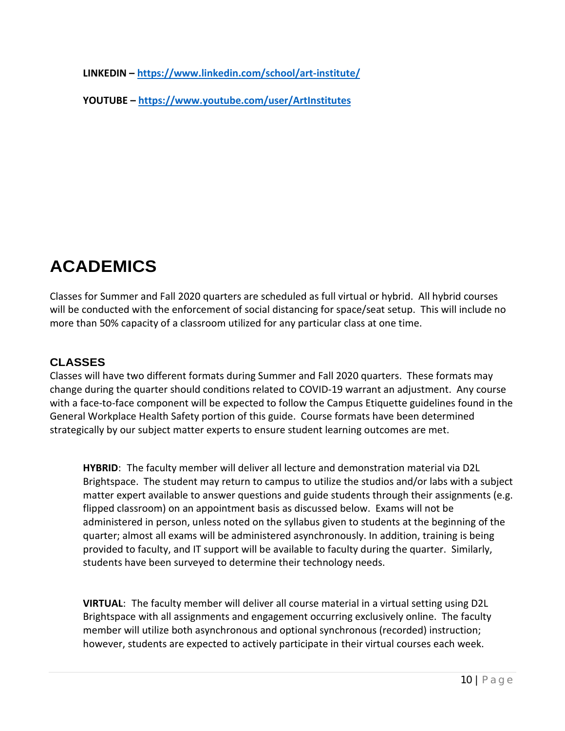**LINKEDIN –** **https://www.linkedin.com/school/art-institute/**

**YOUTUBE –** **https://www.youtube.com/user/ArtInstitutes**

# ACADEMICS

Classes for Summer and Fall 2020 quarters are scheduled as full virtual or hybrid. All hybrid courses will be conducted with the enforcement of social distancing for space/seat setup. This will include no more than 50% capacity of a classroom utilized for any particular class at one time.

## CLASSES

Classes will have two different formats during Summer and Fall 2020 quarters. These formats may change during the quarter should conditions related to COVID-19 warrant an adjustment. Any course with a face-to-face component will be expected to follow the Campus Etiquette guidelines found in the General Workplace Health Safety portion of this guide. Course formats have been determined strategically by our subject matter experts to ensure student learning outcomes are met.

**HYBRID**: The faculty member will deliver all lecture and demonstration material via D2L Brightspace. The student may return to campus to utilize the studios and/or labs with a subject matter expert available to answer questions and guide students through their assignments (e.g. flipped classroom) on an appointment basis as discussed below. Exams will not be administered in person, unless noted on the syllabus given to students at the beginning of the quarter; almost all exams will be administered asynchronously. In addition, training is being provided to faculty, and IT support will be available to faculty during the quarter. Similarly, students have been surveyed to determine their technology needs.

**VIRTUAL**: The faculty member will deliver all course material in a virtual setting using D2L Brightspace with all assignments and engagement occurring exclusively online. The faculty member will utilize both asynchronous and optional synchronous (recorded) instruction; however, students are expected to actively participate in their virtual courses each week.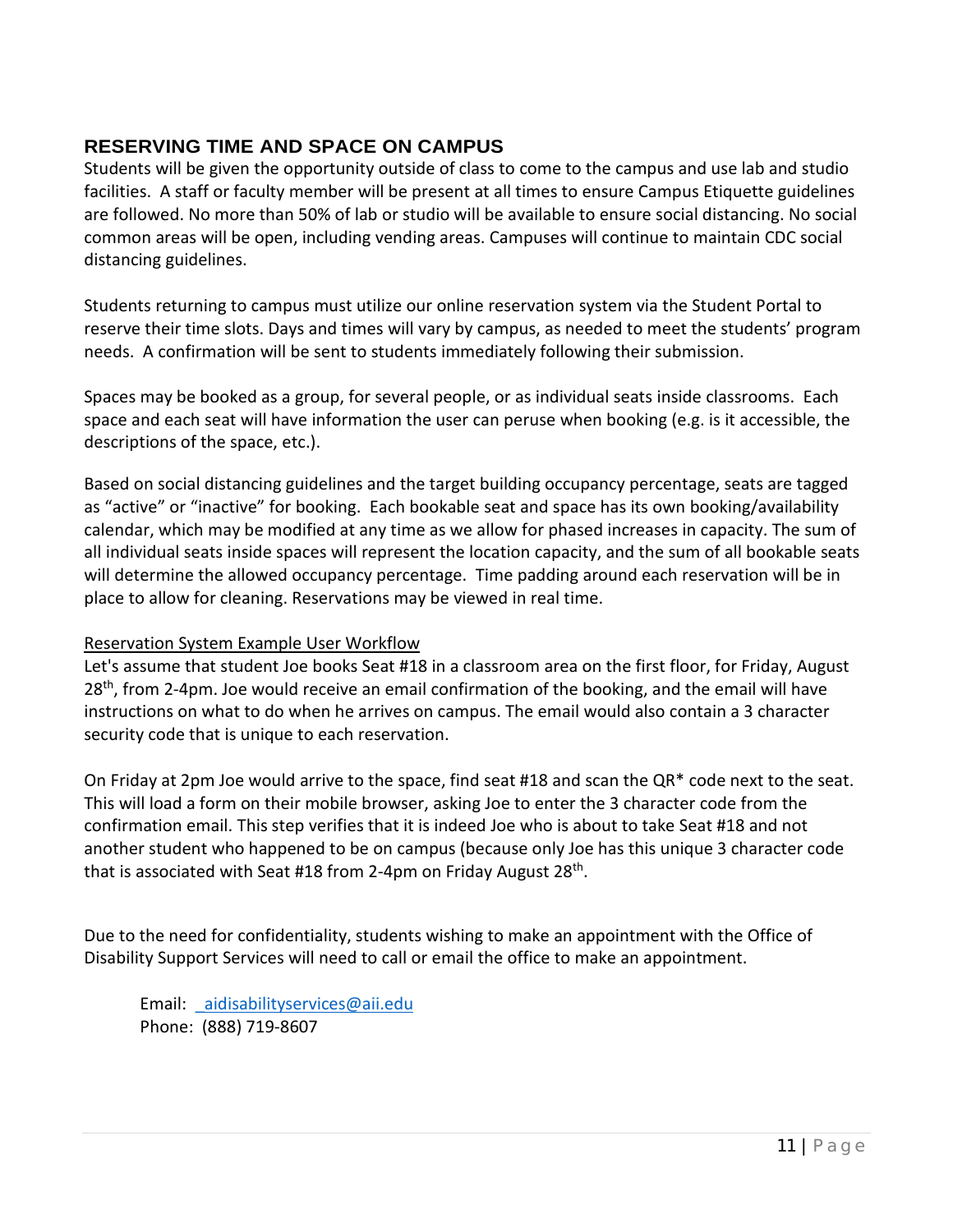## RESERVING TIME AND SPACE ON CAMPUS

Students will be given the opportunity outside of class to come to the campus and use lab and studio facilities. A staff or faculty member will be present at all times to ensure Campus Etiquette guidelines are followed. No more than 50% of lab or studio will be available to ensure social distancing. No social common areas will be open, including vending areas. Campuses will continue to maintain CDC social distancing guidelines.

Students returning to campus must utilize our online reservation system via the Student Portal to reserve their time slots. Days and times will vary by campus, as needed to meet the students' program needs. A confirmation will be sent to students immediately following their submission.

Spaces may be booked as a group, for several people, or as individual seats inside classrooms. Each space and each seat will have information the user can peruse when booking (e.g. is it accessible, the descriptions of the space, etc.).

Based on social distancing guidelines and the target building occupancy percentage, seats are tagged as "active" or "inactive" for booking. Each bookable seat and space has its own booking/availability calendar, which may be modified at any time as we allow for phased increases in capacity. The sum of all individual seats inside spaces will represent the location capacity, and the sum of all bookable seats will determine the allowed occupancy percentage. Time padding around each reservation will be in place to allow for cleaning. Reservations may be viewed in real time.

<u>Reservation System Example User Workflow</u>

Let's assume that student Joe books Seat #18 in a classroom area on the first floor, for Friday, August 28th, from 2-4pm. Joe would receive an email confirmation of the booking, and the email will have instructions on what to do when he arrives on campus. The email would also contain a 3 character security code that is unique to each reservation.

On Friday at 2pm Joe would arrive to the space, find seat #18 and scan the QR* code next to the seat. This will load a form on their mobile browser, asking Joe to enter the 3 character code from the confirmation email. This step verifies that it is indeed Joe who is about to take Seat #18 and not another student who happened to be on campus (because only Joe has this unique 3 character code that is associated with Seat #18 from 2-4pm on Friday August 28th.

Due to the need for confidentiality, students wishing to make an appointment with the Office of Disability Support Services will need to call or email the office to make an appointment.

Email: aidisabilityservices@aii.edu
Phone: (888) 719-8607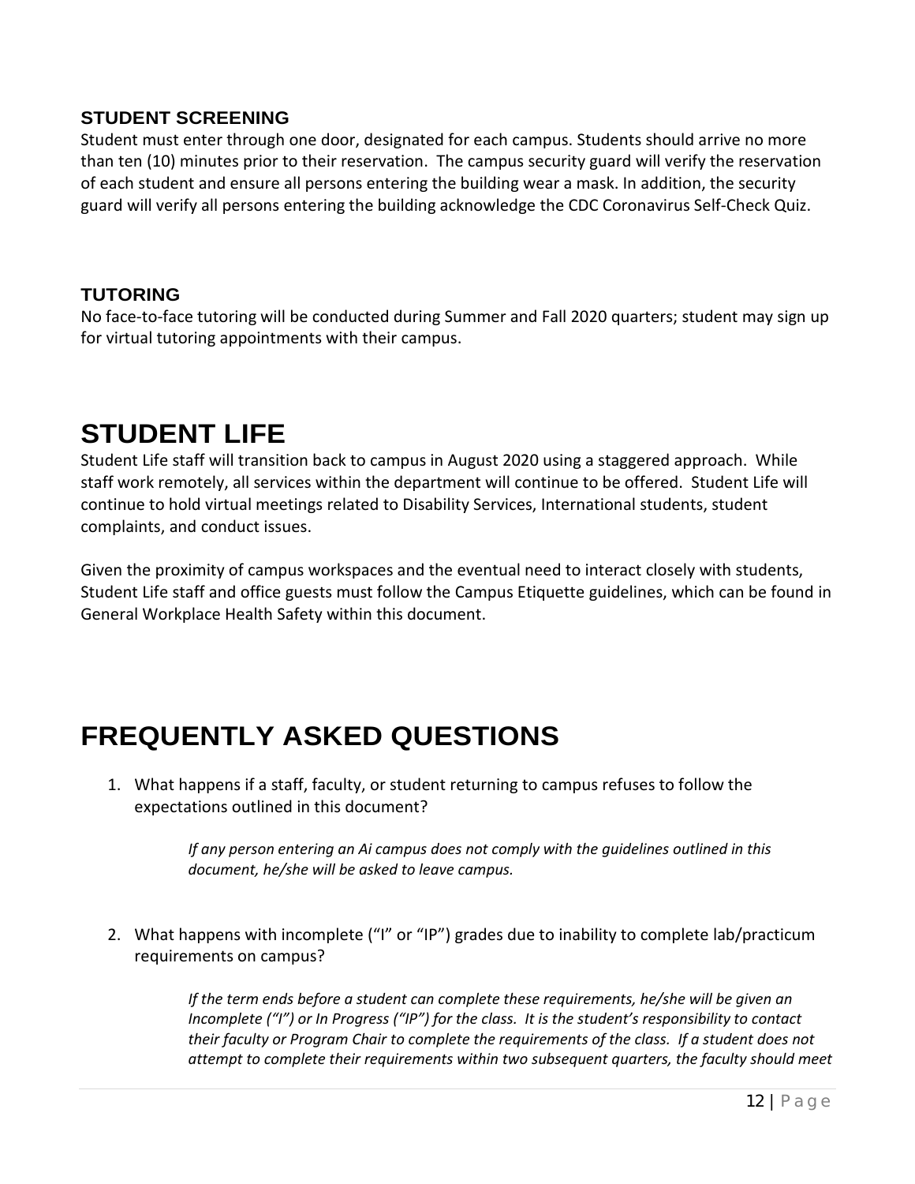### STUDENT SCREENING

Student must enter through one door, designated for each campus. Students should arrive no more than ten (10) minutes prior to their reservation. The campus security guard will verify the reservation of each student and ensure all persons entering the building wear a mask. In addition, the security guard will verify all persons entering the building acknowledge the CDC Coronavirus Self-Check Quiz.

### TUTORING

No face-to-face tutoring will be conducted during Summer and Fall 2020 quarters; student may sign up for virtual tutoring appointments with their campus.

# STUDENT LIFE

Student Life staff will transition back to campus in August 2020 using a staggered approach. While staff work remotely, all services within the department will continue to be offered. Student Life will continue to hold virtual meetings related to Disability Services, International students, student complaints, and conduct issues.

Given the proximity of campus workspaces and the eventual need to interact closely with students, Student Life staff and office guests must follow the Campus Etiquette guidelines, which can be found in General Workplace Health Safety within this document.

# FREQUENTLY ASKED QUESTIONS

1. What happens if a staff, faculty, or student returning to campus refuses to follow the expectations outlined in this document?

   *If any person entering an Ai campus does not comply with the guidelines outlined in this document, he/she will be asked to leave campus.*

2. What happens with incomplete ("I" or "IP") grades due to inability to complete lab/practicum requirements on campus?

   *If the term ends before a student can complete these requirements, he/she will be given an Incomplete ("I") or In Progress ("IP") for the class. It is the student's responsibility to contact their faculty or Program Chair to complete the requirements of the class. If a student does not attempt to complete their requirements within two subsequent quarters, the faculty should meet*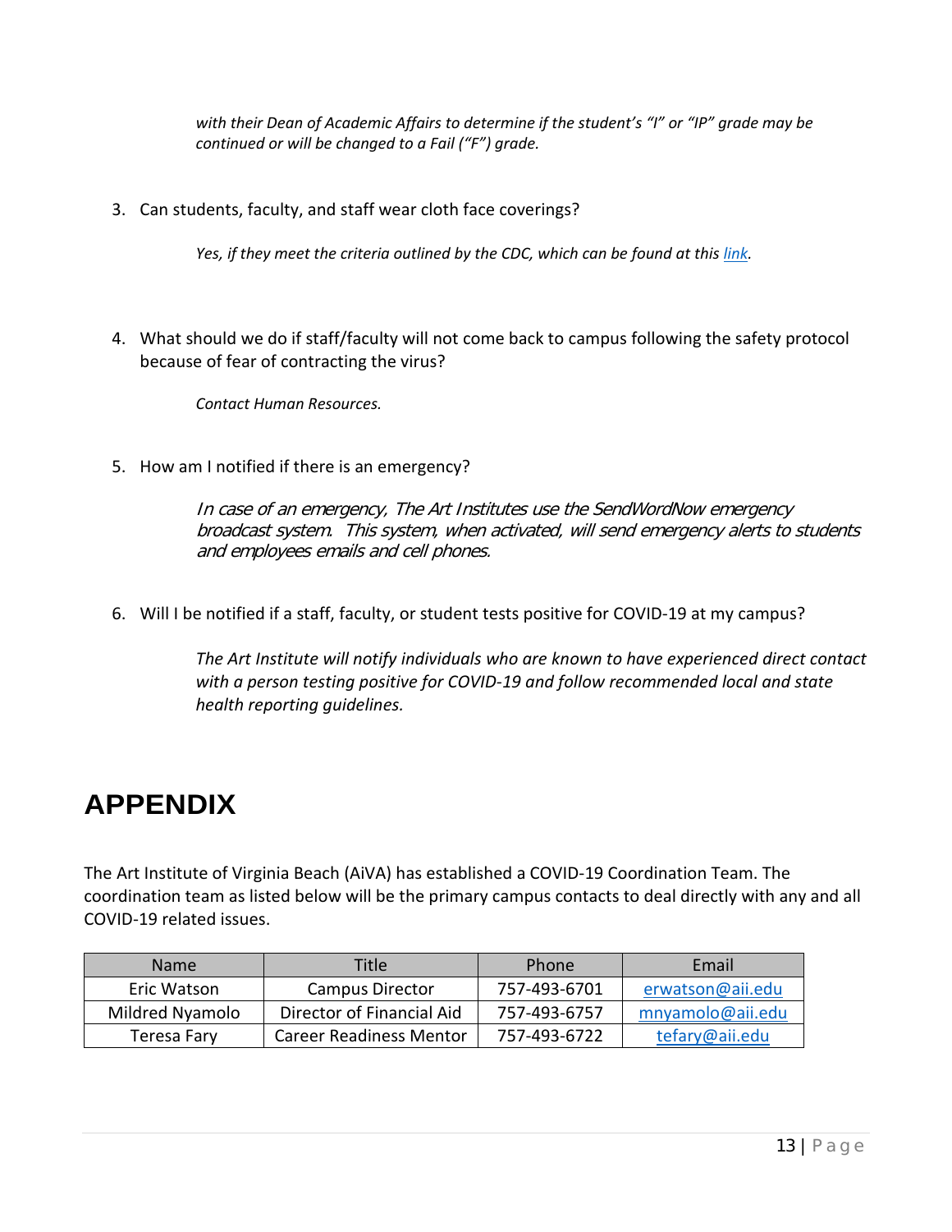*with their Dean of Academic Affairs to determine if the student's "I" or "IP" grade may be continued or will be changed to a Fail ("F") grade.*

3. Can students, faculty, and staff wear cloth face coverings?

   *Yes, if they meet the criteria outlined by the CDC, which can be found at this link.*

4. What should we do if staff/faculty will not come back to campus following the safety protocol because of fear of contracting the virus?

   *Contact Human Resources.*

5. How am I notified if there is an emergency?

   *In case of an emergency, The Art Institutes use the SendWordNow emergency broadcast system. This system, when activated, will send emergency alerts to students and employees emails and cell phones.*

6. Will I be notified if a staff, faculty, or student tests positive for COVID-19 at my campus?

   *The Art Institute will notify individuals who are known to have experienced direct contact with a person testing positive for COVID-19 and follow recommended local and state health reporting guidelines.*

# APPENDIX

The Art Institute of Virginia Beach (AiVA) has established a COVID-19 Coordination Team. The coordination team as listed below will be the primary campus contacts to deal directly with any and all COVID-19 related issues.

| Name | Title | Phone | Email |
|---|---|---|---|
| Eric Watson | Campus Director | 757-493-6701 | erwatson@aii.edu |
| Mildred Nyamolo | Director of Financial Aid | 757-493-6757 | mnyamolo@aii.edu |
| Teresa Fary | Career Readiness Mentor | 757-493-6722 | tefary@aii.edu |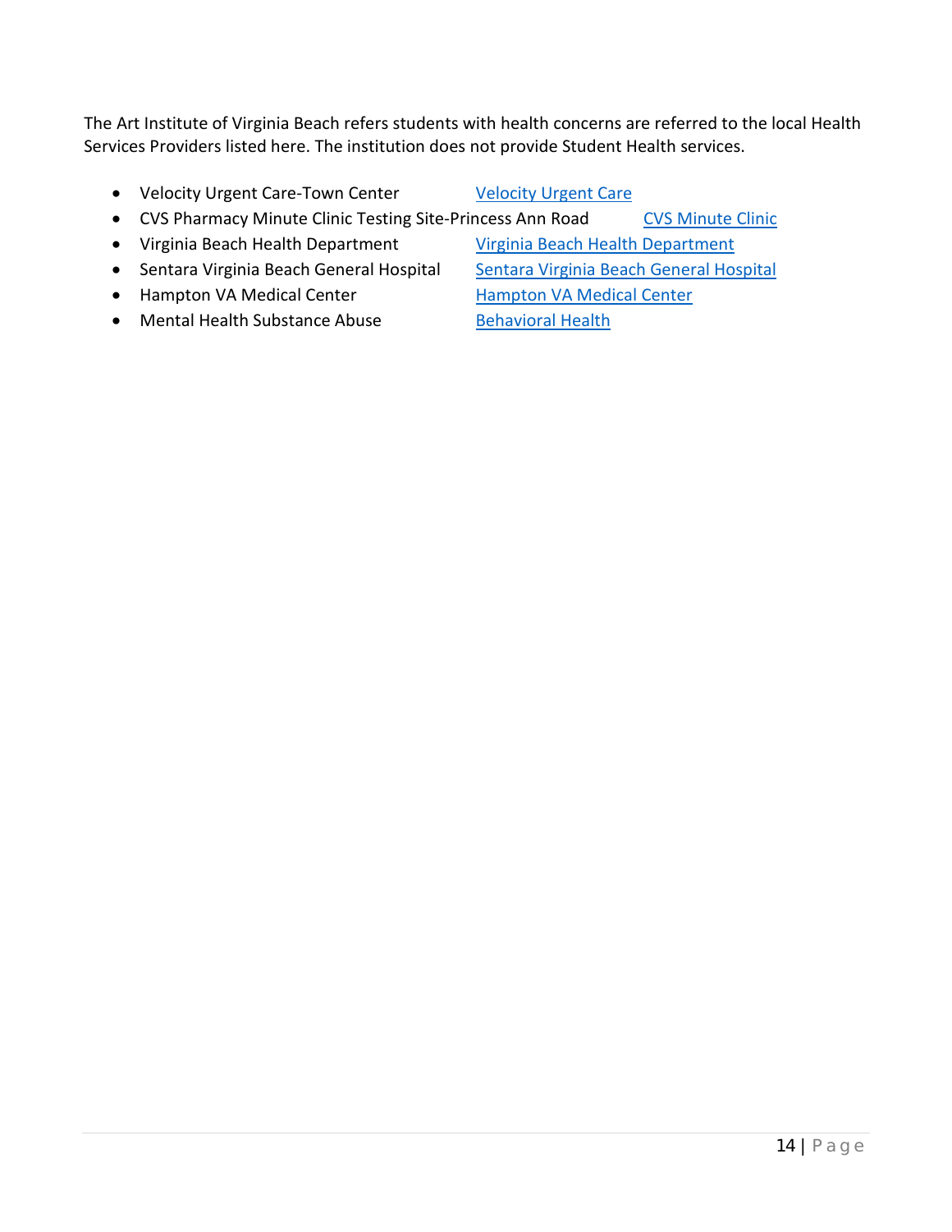The Art Institute of Virginia Beach refers students with health concerns are referred to the local Health Services Providers listed here. The institution does not provide Student Health services.

- Velocity Urgent Care-Town Center Velocity Urgent Care
- CVS Pharmacy Minute Clinic Testing Site-Princess Ann Road CVS Minute Clinic
- Virginia Beach Health Department Virginia Beach Health Department
- Sentara Virginia Beach General Hospital Sentara Virginia Beach General Hospital
- Hampton VA Medical Center Hampton VA Medical Center
- Mental Health Substance Abuse Behavioral Health